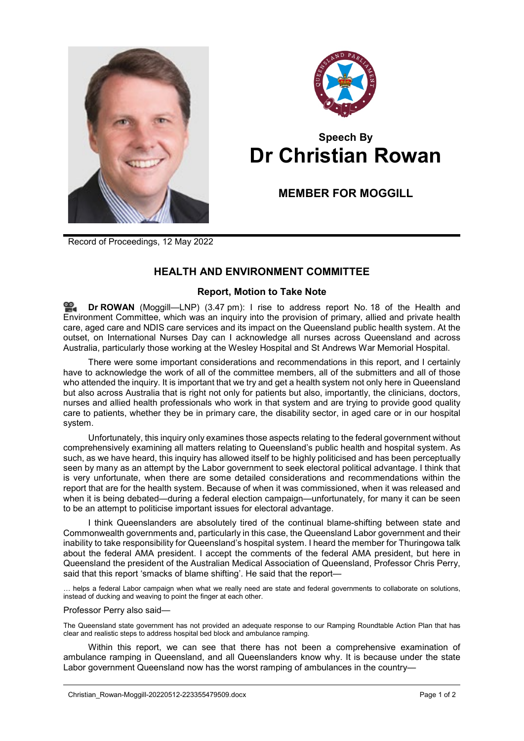## Speech By
# Dr Christian Rowan

## MEMBER FOR MOGGILL

Record of Proceedings, 12 May 2022

## HEALTH AND ENVIRONMENT COMMITTEE

### Report, Motion to Take Note

**Dr ROWAN** (Moggill—LNP) (3.47 pm): I rise to address report No. 18 of the Health and Environment Committee, which was an inquiry into the provision of primary, allied and private health care, aged care and NDIS care services and its impact on the Queensland public health system. At the outset, on International Nurses Day can I acknowledge all nurses across Queensland and across Australia, particularly those working at the Wesley Hospital and St Andrews War Memorial Hospital.

There were some important considerations and recommendations in this report, and I certainly have to acknowledge the work of all of the committee members, all of the submitters and all of those who attended the inquiry. It is important that we try and get a health system not only here in Queensland but also across Australia that is right not only for patients but also, importantly, the clinicians, doctors, nurses and allied health professionals who work in that system and are trying to provide good quality care to patients, whether they be in primary care, the disability sector, in aged care or in our hospital system.

Unfortunately, this inquiry only examines those aspects relating to the federal government without comprehensively examining all matters relating to Queensland's public health and hospital system. As such, as we have heard, this inquiry has allowed itself to be highly politicised and has been perceptually seen by many as an attempt by the Labor government to seek electoral political advantage. I think that is very unfortunate, when there are some detailed considerations and recommendations within the report that are for the health system. Because of when it was commissioned, when it was released and when it is being debated—during a federal election campaign—unfortunately, for many it can be seen to be an attempt to politicise important issues for electoral advantage.

I think Queenslanders are absolutely tired of the continual blame-shifting between state and Commonwealth governments and, particularly in this case, the Queensland Labor government and their inability to take responsibility for Queensland's hospital system. I heard the member for Thuringowa talk about the federal AMA president. I accept the comments of the federal AMA president, but here in Queensland the president of the Australian Medical Association of Queensland, Professor Chris Perry, said that this report 'smacks of blame shifting'. He said that the report—

> … helps a federal Labor campaign when what we really need are state and federal governments to collaborate on solutions, instead of ducking and weaving to point the finger at each other.

Professor Perry also said—

> The Queensland state government has not provided an adequate response to our Ramping Roundtable Action Plan that has clear and realistic steps to address hospital bed block and ambulance ramping.

Within this report, we can see that there has not been a comprehensive examination of ambulance ramping in Queensland, and all Queenslanders know why. It is because under the state Labor government Queensland now has the worst ramping of ambulances in the country—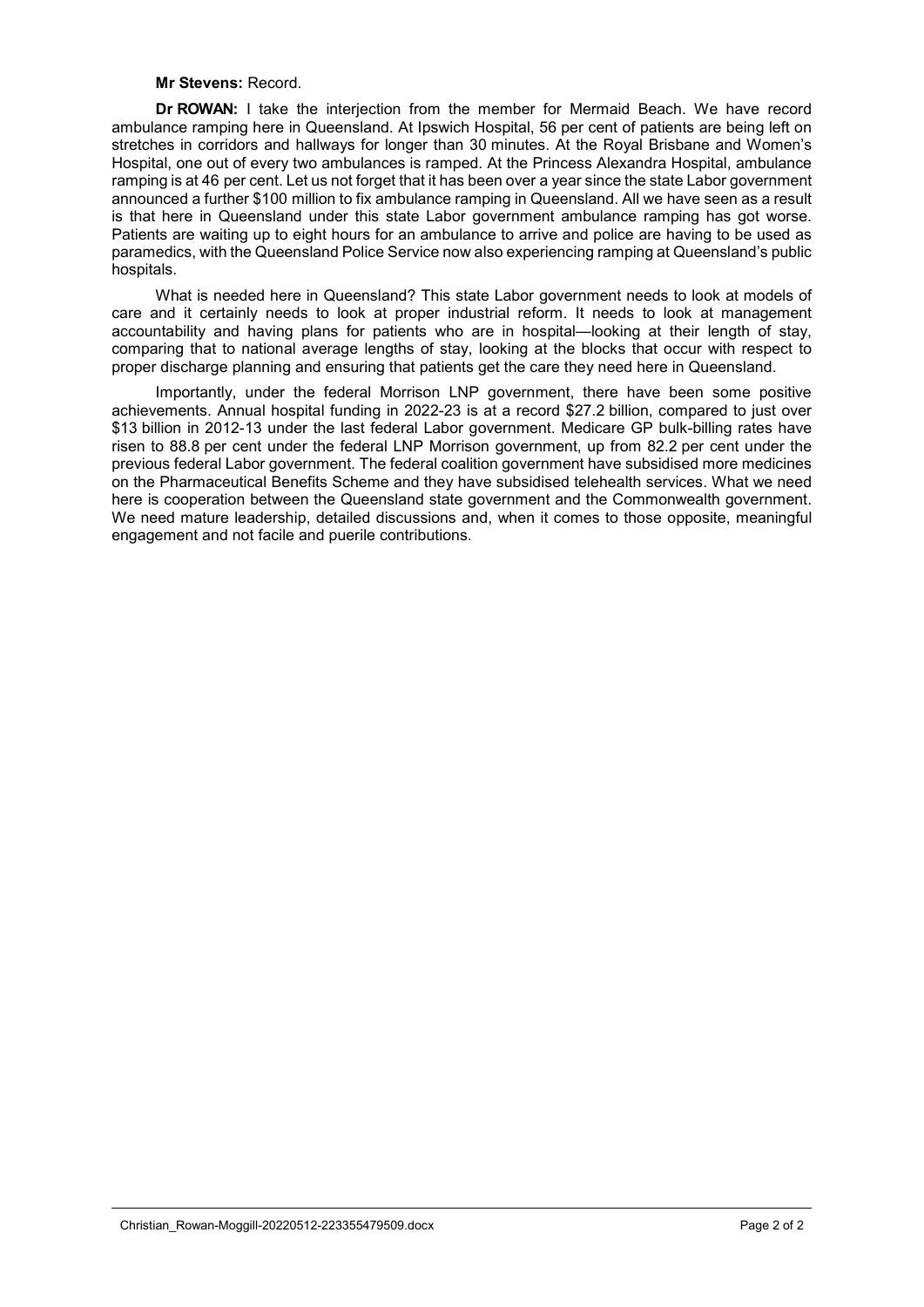**Mr Stevens:** Record.

**Dr ROWAN:** I take the interjection from the member for Mermaid Beach. We have record ambulance ramping here in Queensland. At Ipswich Hospital, 56 per cent of patients are being left on stretches in corridors and hallways for longer than 30 minutes. At the Royal Brisbane and Women's Hospital, one out of every two ambulances is ramped. At the Princess Alexandra Hospital, ambulance ramping is at 46 per cent. Let us not forget that it has been over a year since the state Labor government announced a further $100 million to fix ambulance ramping in Queensland. All we have seen as a result is that here in Queensland under this state Labor government ambulance ramping has got worse. Patients are waiting up to eight hours for an ambulance to arrive and police are having to be used as paramedics, with the Queensland Police Service now also experiencing ramping at Queensland's public hospitals.

What is needed here in Queensland? This state Labor government needs to look at models of care and it certainly needs to look at proper industrial reform. It needs to look at management accountability and having plans for patients who are in hospital—looking at their length of stay, comparing that to national average lengths of stay, looking at the blocks that occur with respect to proper discharge planning and ensuring that patients get the care they need here in Queensland.

Importantly, under the federal Morrison LNP government, there have been some positive achievements. Annual hospital funding in 2022-23 is at a record $27.2 billion, compared to just over $13 billion in 2012-13 under the last federal Labor government. Medicare GP bulk-billing rates have risen to 88.8 per cent under the federal LNP Morrison government, up from 82.2 per cent under the previous federal Labor government. The federal coalition government have subsidised more medicines on the Pharmaceutical Benefits Scheme and they have subsidised telehealth services. What we need here is cooperation between the Queensland state government and the Commonwealth government. We need mature leadership, detailed discussions and, when it comes to those opposite, meaningful engagement and not facile and puerile contributions.